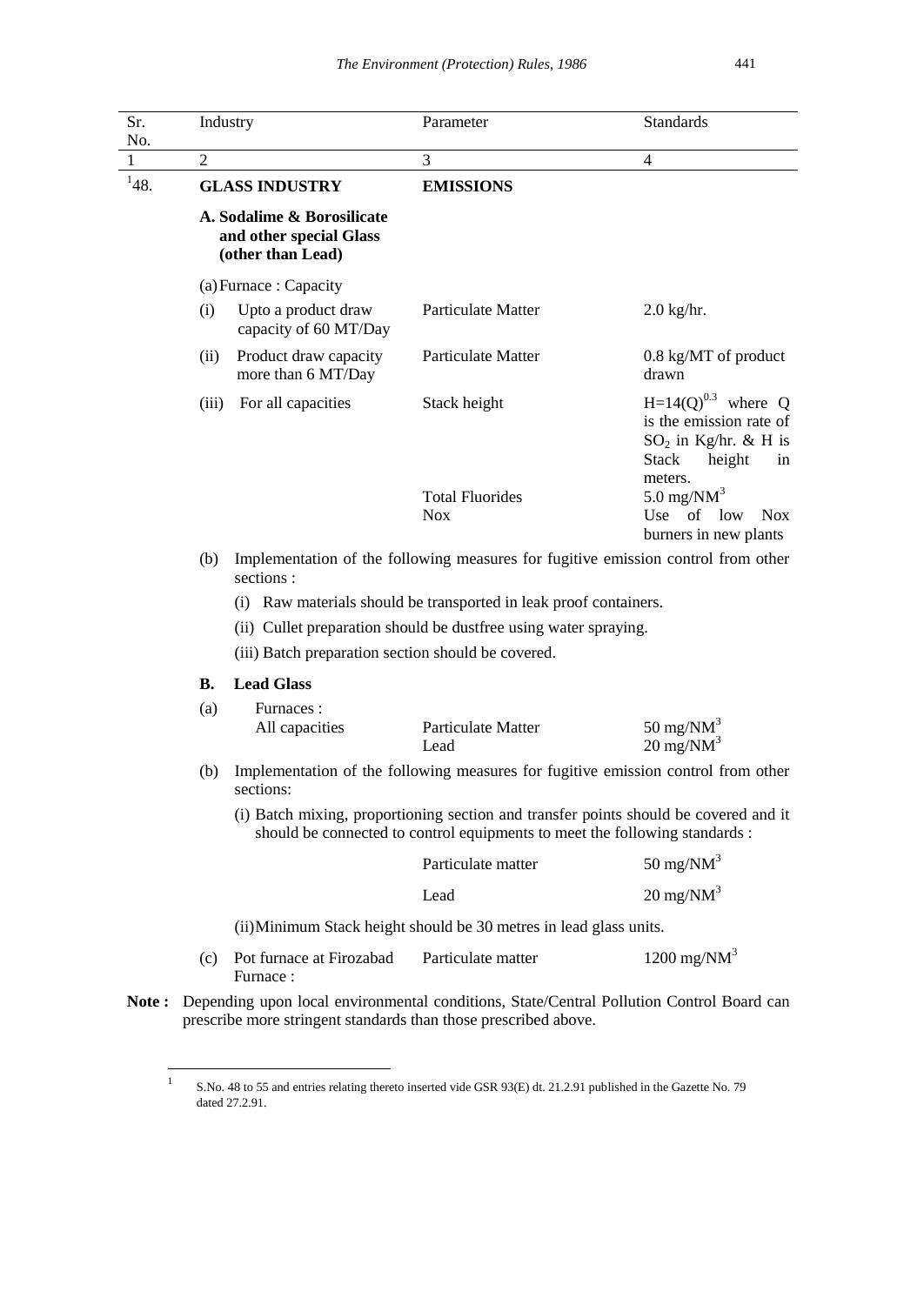| Sr. No. | Industry | Parameter | Standards |
|---|---|---|---|
| 1 | 2 | 3 | 4 |
| 48.[1] | **GLASS INDUSTRY** | **EMISSIONS** | |
| | **A. Sodalime & Borosilicate and other special Glass (other than Lead)** | | |
| | (a) Furnace : Capacity | | |
| | (i) Upto a product draw capacity of 60 MT/Day | Particulate Matter | 2.0 kg/hr. |
| | (ii) Product draw capacity more than 6 MT/Day | Particulate Matter | 0.8 kg/MT of product drawn |
| | (iii) For all capacities | Stack height | $H=14(Q)^{0.3}$ where Q is the emission rate of $SO_2$ in Kg/hr. & H is Stack height in meters. |
| | | Total Fluorides | 5.0 mg/$NM^3$ |
| | | Nox | Use of low Nox burners in new plants |

(b) Implementation of the following measures for fugitive emission control from other sections :

(i) Raw materials should be transported in leak proof containers.

(ii) Cullet preparation should be dustfree using water spraying.

(iii) Batch preparation section should be covered.

**B. Lead Glass**

| | | Parameter | Standards |
|---|---|---|---|
| (a) | Furnaces : All capacities | Particulate Matter | 50 mg/$NM^3$ |
| | | Lead | 20 mg/$NM^3$ |

(b) Implementation of the following measures for fugitive emission control from other sections:

(i) Batch mixing, proportioning section and transfer points should be covered and it should be connected to control equipments to meet the following standards :

| Parameter | Standards |
|---|---|
| Particulate matter | 50 mg/$NM^3$ |
| Lead | 20 mg/$NM^3$ |

(ii) Minimum Stack height should be 30 metres in lead glass units.

| | | Parameter | Standards |
|---|---|---|---|
| (c) | Pot furnace at Firozabad Furnace : | Particulate matter | 1200 mg/$NM^3$ |

**Note :** Depending upon local environmental conditions, State/Central Pollution Control Board can prescribe more stringent standards than those prescribed above.

[1] S.No. 48 to 55 and entries relating thereto inserted vide GSR 93(E) dt. 21.2.91 published in the Gazette No. 79 dated 27.2.91.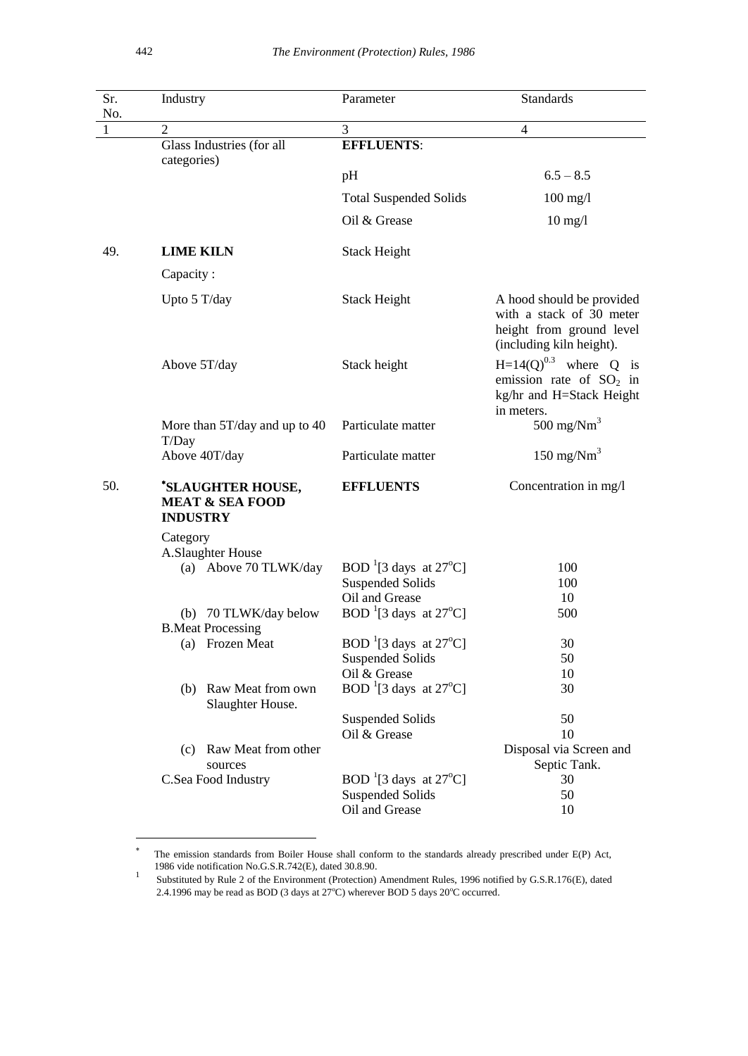| Sr. No. | Industry | Parameter | Standards |
|---|---|---|---|
| 1 | 2 | 3 | 4 |
| | Glass Industries (for all categories) | **EFFLUENTS**: | |
| | | pH | 6.5 – 8.5 |
| | | Total Suspended Solids | 100 mg/l |
| | | Oil & Grease | 10 mg/l |
| 49. | **LIME KILN** | Stack Height | |
| | Capacity : | | |
| | Upto 5 T/day | Stack Height | A hood should be provided with a stack of 30 meter height from ground level (including kiln height). |
| | Above 5T/day | Stack height | $H=14(Q)^{0.3}$ where Q is emission rate of $SO_2$ in kg/hr and H=Stack Height in meters. |
| | More than 5T/day and up to 40 T/Day | Particulate matter | 500 mg/$Nm^3$ |
| | Above 40T/day | Particulate matter | 150 mg/$Nm^3$ |
| 50. | *SLAUGHTER HOUSE, MEAT & SEA FOOD INDUSTRY | **EFFLUENTS** | Concentration in mg/l |
| | Category | | |
| | A.Slaughter House | | |
| | (a) Above 70 TLWK/day | BOD [1][3 days at 27°C] | 100 |
| | | Suspended Solids | 100 |
| | | Oil and Grease | 10 |
| | (b) 70 TLWK/day below | BOD [1][3 days at 27°C] | 500 |
| | B.Meat Processing | | |
| | (a) Frozen Meat | BOD [1][3 days at 27°C] | 30 |
| | | Suspended Solids | 50 |
| | | Oil & Grease | 10 |
| | (b) Raw Meat from own Slaughter House. | BOD [1][3 days at 27°C] | 30 |
| | | Suspended Solids | 50 |
| | | Oil & Grease | 10 |
| | (c) Raw Meat from other sources | | Disposal via Screen and Septic Tank. |
| | C.Sea Food Industry | BOD [1][3 days at 27°C] | 30 |
| | | Suspended Solids | 50 |
| | | Oil and Grease | 10 |

* The emission standards from Boiler House shall conform to the standards already prescribed under E(P) Act, 1986 vide notification No.G.S.R.742(E), dated 30.8.90.

[1] Substituted by Rule 2 of the Environment (Protection) Amendment Rules, 1996 notified by G.S.R.176(E), dated 2.4.1996 may be read as BOD (3 days at 27°C) wherever BOD 5 days 20°C occurred.